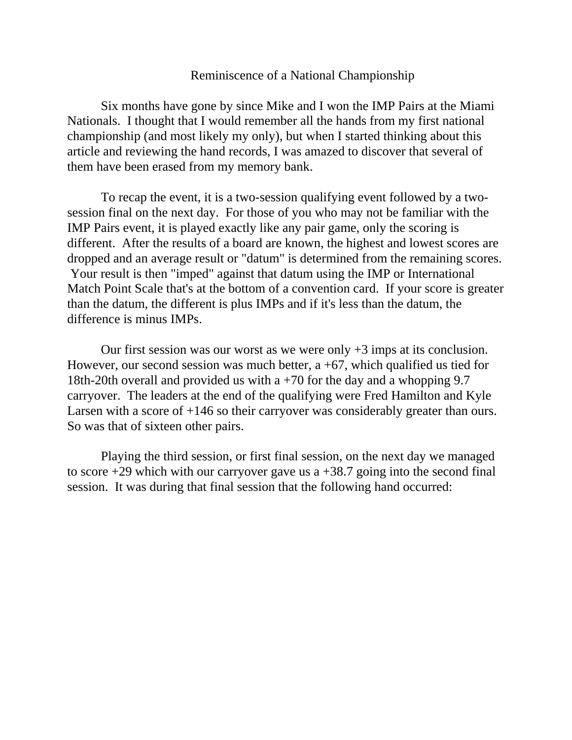# Reminiscence of a National Championship

Six months have gone by since Mike and I won the IMP Pairs at the Miami Nationals. I thought that I would remember all the hands from my first national championship (and most likely my only), but when I started thinking about this article and reviewing the hand records, I was amazed to discover that several of them have been erased from my memory bank.

To recap the event, it is a two-session qualifying event followed by a two-session final on the next day. For those of you who may not be familiar with the IMP Pairs event, it is played exactly like any pair game, only the scoring is different. After the results of a board are known, the highest and lowest scores are dropped and an average result or "datum" is determined from the remaining scores. Your result is then "imped" against that datum using the IMP or International Match Point Scale that's at the bottom of a convention card. If your score is greater than the datum, the different is plus IMPs and if it's less than the datum, the difference is minus IMPs.

Our first session was our worst as we were only +3 imps at its conclusion. However, our second session was much better, a +67, which qualified us tied for 18th-20th overall and provided us with a +70 for the day and a whopping 9.7 carryover. The leaders at the end of the qualifying were Fred Hamilton and Kyle Larsen with a score of +146 so their carryover was considerably greater than ours. So was that of sixteen other pairs.

Playing the third session, or first final session, on the next day we managed to score +29 which with our carryover gave us a +38.7 going into the second final session. It was during that final session that the following hand occurred: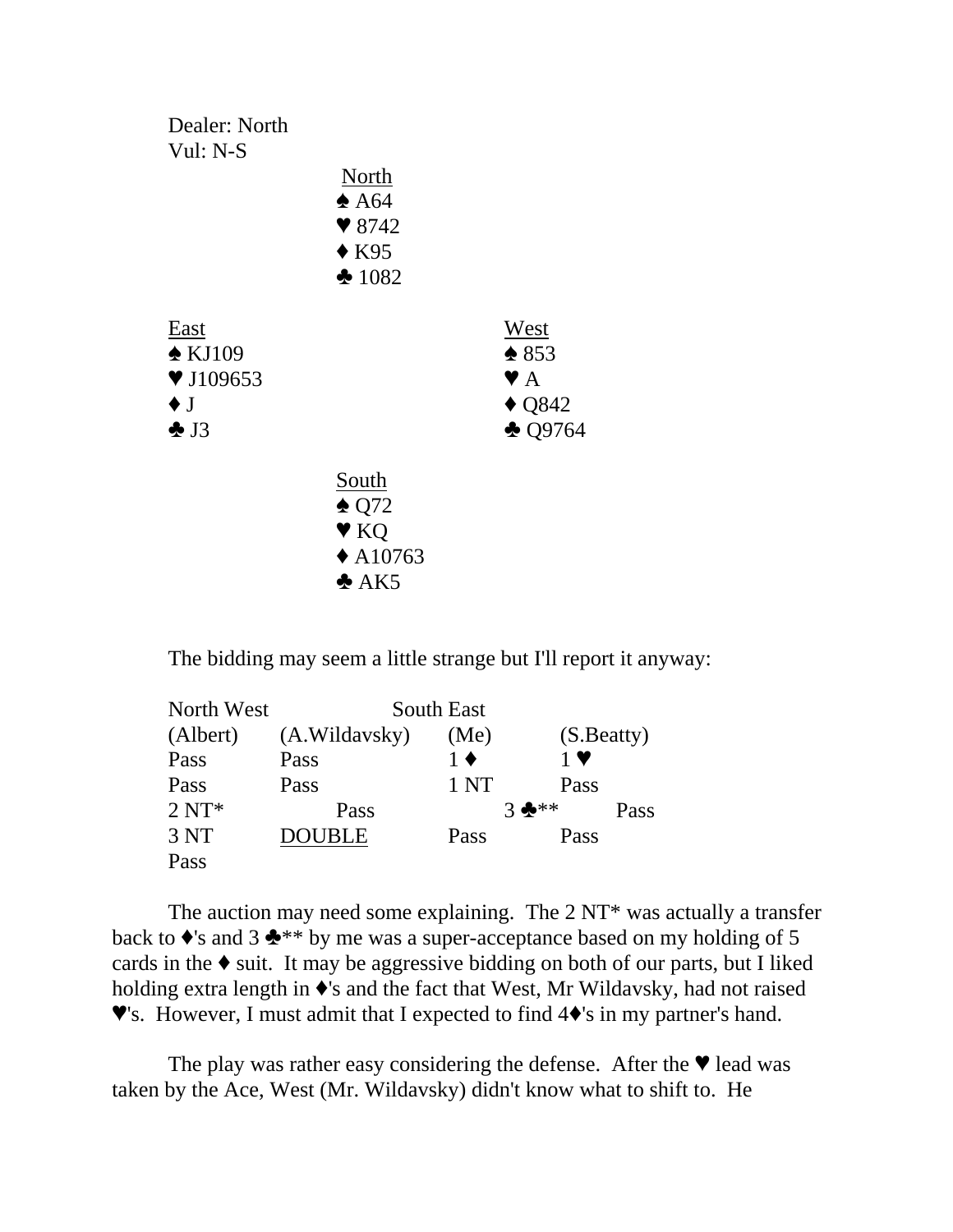Dealer: North
Vul: N-S

North
♠ A64
♥ 8742
♦ K95
♣ 1082

East
♠ KJ109
♥ J109653
♦ J
♣ J3

West
♠ 853
♥ A
♦ Q842
♣ Q9764

South
♠ Q72
♥ KQ
♦ A10763
♣ AK5

The bidding may seem a little strange but I'll report it anyway:

| North | West | South | East |
|---|---|---|---|
| (Albert) | (A.Wildavsky) | (Me) | (S.Beatty) |
| Pass | Pass | 1 ♦ | 1 ♥ |
| Pass | Pass | 1 NT | Pass |
| 2 NT* | Pass | 3 ♣** | Pass |
| 3 NT | DOUBLE | Pass | Pass |
| Pass | | | |

The auction may need some explaining. The 2 NT* was actually a transfer back to ♦'s and 3 ♣** by me was a super-acceptance based on my holding of 5 cards in the ♦ suit. It may be aggressive bidding on both of our parts, but I liked holding extra length in ♦'s and the fact that West, Mr Wildavsky, had not raised ♥'s. However, I must admit that I expected to find 4♦'s in my partner's hand.

The play was rather easy considering the defense. After the ♥ lead was taken by the Ace, West (Mr. Wildavsky) didn't know what to shift to. He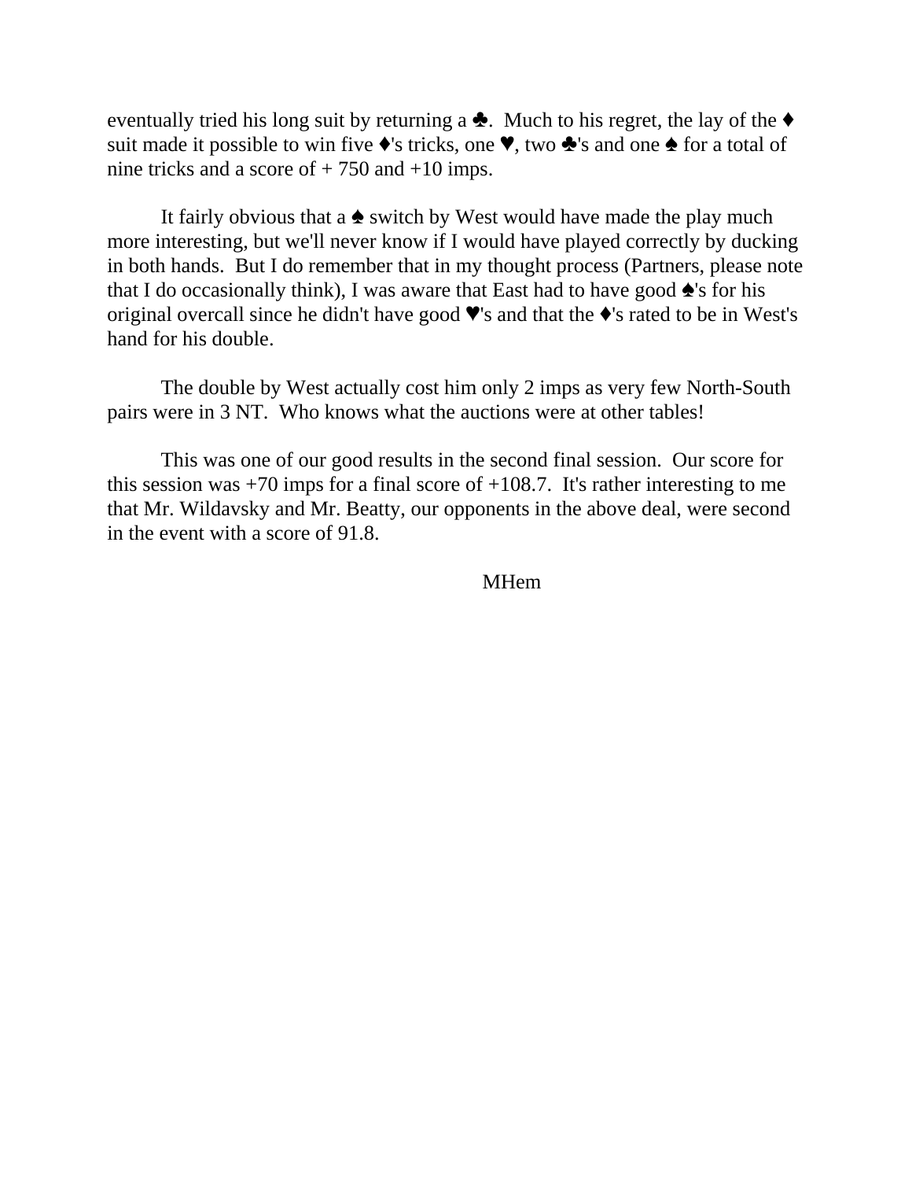eventually tried his long suit by returning a ♣. Much to his regret, the lay of the ♦ suit made it possible to win five ♦'s tricks, one ♥, two ♣'s and one ♠ for a total of nine tricks and a score of + 750 and +10 imps.

It fairly obvious that a ♠ switch by West would have made the play much more interesting, but we'll never know if I would have played correctly by ducking in both hands. But I do remember that in my thought process (Partners, please note that I do occasionally think), I was aware that East had to have good ♠'s for his original overcall since he didn't have good ♥'s and that the ♦'s rated to be in West's hand for his double.

The double by West actually cost him only 2 imps as very few North-South pairs were in 3 NT. Who knows what the auctions were at other tables!

This was one of our good results in the second final session. Our score for this session was +70 imps for a final score of +108.7. It's rather interesting to me that Mr. Wildavsky and Mr. Beatty, our opponents in the above deal, were second in the event with a score of 91.8.

MHem